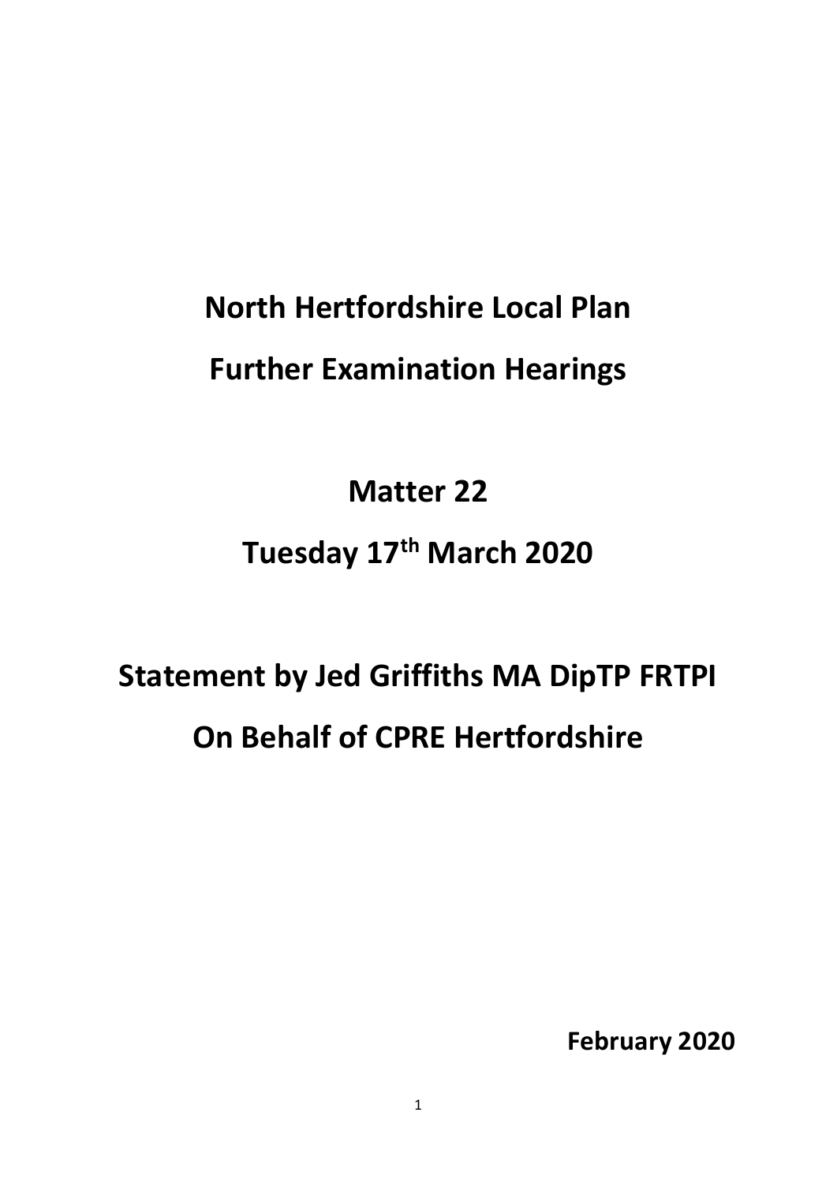# North Hertfordshire Local Plan

# Further Examination Hearings

# Matter 22

# Tuesday 17th March 2020

# Statement by Jed Griffiths MA DipTP FRTPI

# On Behalf of CPRE Hertfordshire

**February 2020**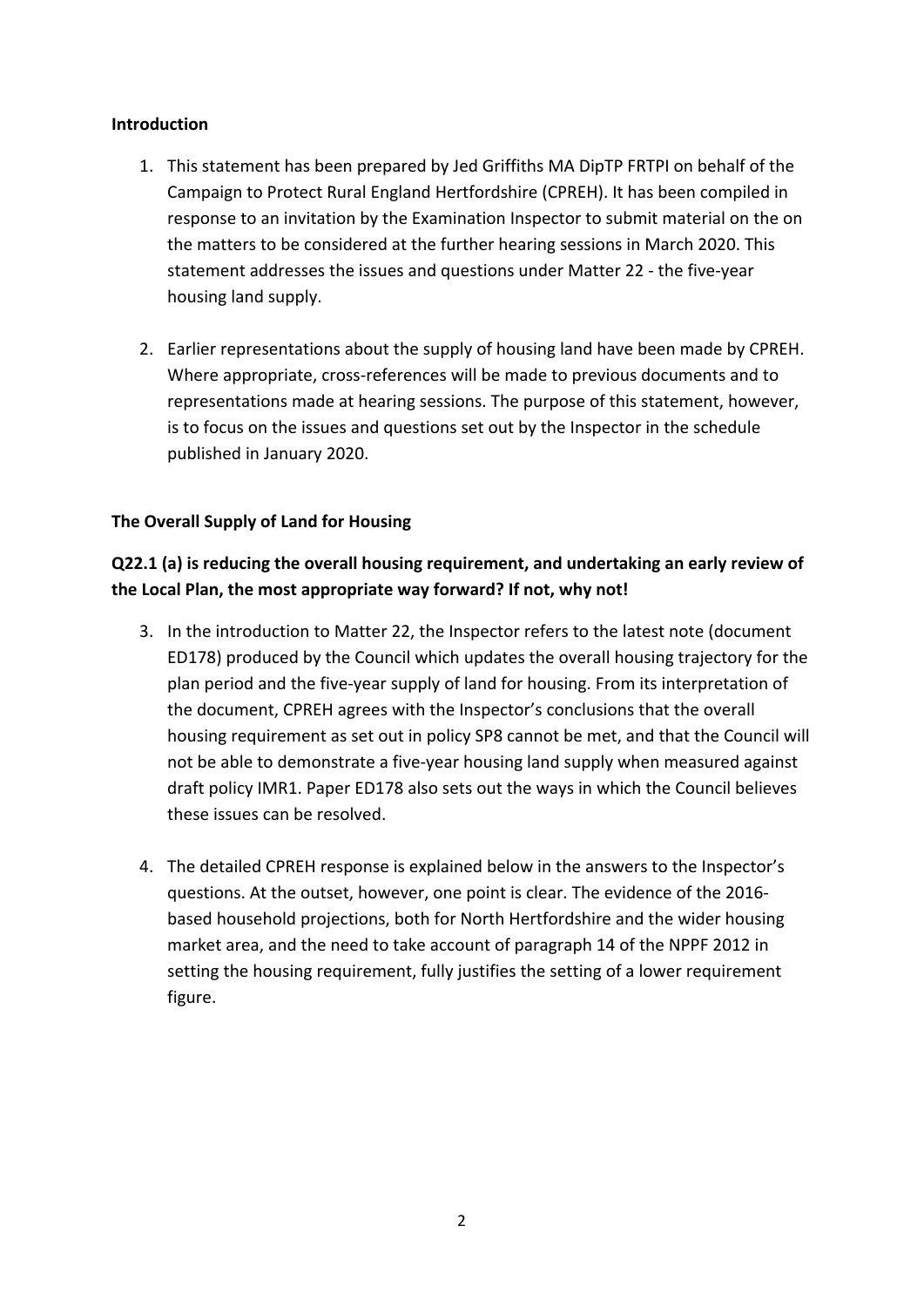**Introduction**

1. This statement has been prepared by Jed Griffiths MA DipTP FRTPI on behalf of the Campaign to Protect Rural England Hertfordshire (CPREH). It has been compiled in response to an invitation by the Examination Inspector to submit material on the on the matters to be considered at the further hearing sessions in March 2020. This statement addresses the issues and questions under Matter 22 - the five-year housing land supply.

2. Earlier representations about the supply of housing land have been made by CPREH. Where appropriate, cross-references will be made to previous documents and to representations made at hearing sessions. The purpose of this statement, however, is to focus on the issues and questions set out by the Inspector in the schedule published in January 2020.

**The Overall Supply of Land for Housing**

**Q22.1 (a) is reducing the overall housing requirement, and undertaking an early review of the Local Plan, the most appropriate way forward? If not, why not!**

3. In the introduction to Matter 22, the Inspector refers to the latest note (document ED178) produced by the Council which updates the overall housing trajectory for the plan period and the five-year supply of land for housing. From its interpretation of the document, CPREH agrees with the Inspector's conclusions that the overall housing requirement as set out in policy SP8 cannot be met, and that the Council will not be able to demonstrate a five-year housing land supply when measured against draft policy IMR1. Paper ED178 also sets out the ways in which the Council believes these issues can be resolved.

4. The detailed CPREH response is explained below in the answers to the Inspector's questions. At the outset, however, one point is clear. The evidence of the 2016-based household projections, both for North Hertfordshire and the wider housing market area, and the need to take account of paragraph 14 of the NPPF 2012 in setting the housing requirement, fully justifies the setting of a lower requirement figure.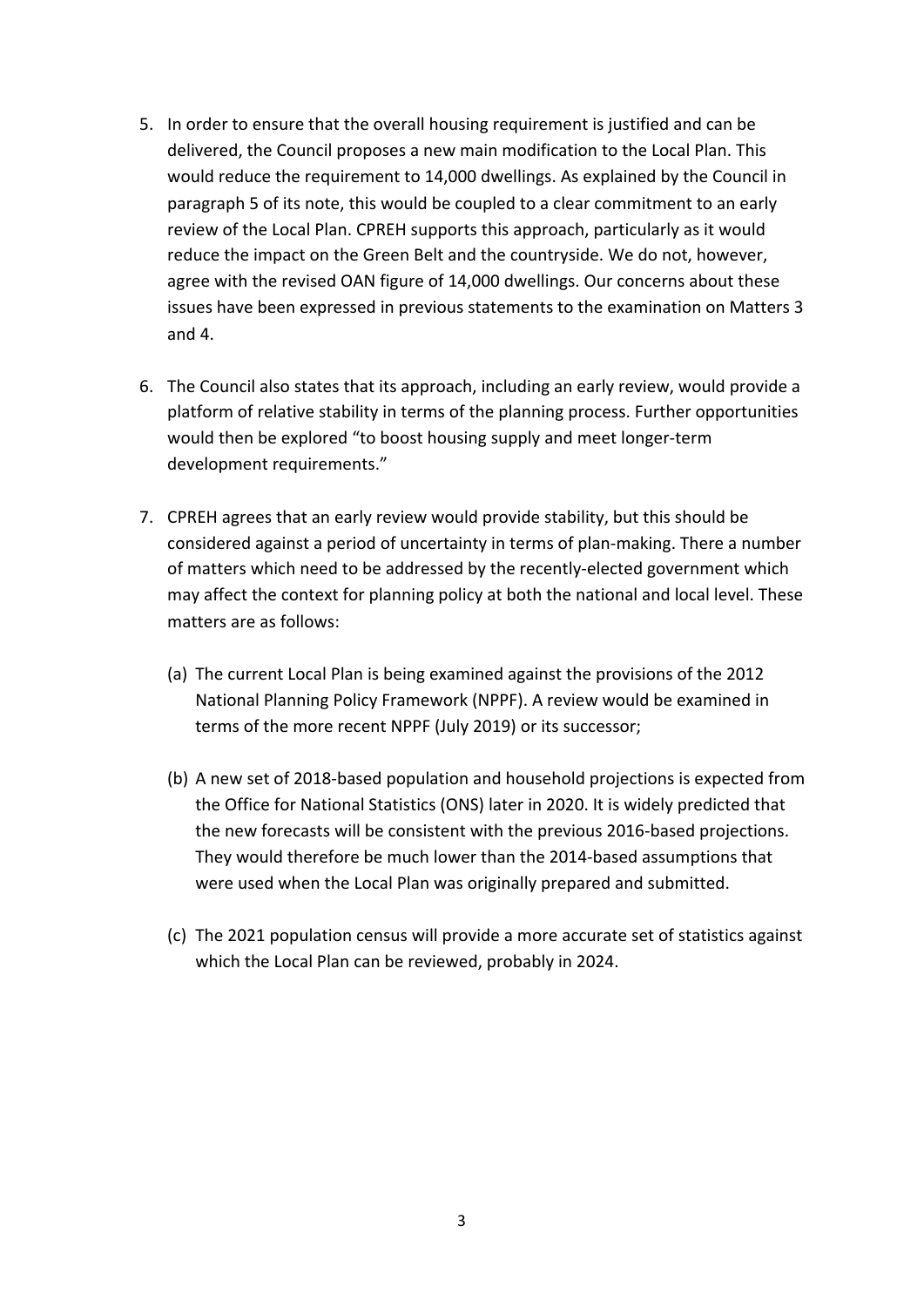5. In order to ensure that the overall housing requirement is justified and can be delivered, the Council proposes a new main modification to the Local Plan. This would reduce the requirement to 14,000 dwellings. As explained by the Council in paragraph 5 of its note, this would be coupled to a clear commitment to an early review of the Local Plan. CPREH supports this approach, particularly as it would reduce the impact on the Green Belt and the countryside. We do not, however, agree with the revised OAN figure of 14,000 dwellings. Our concerns about these issues have been expressed in previous statements to the examination on Matters 3 and 4.

6. The Council also states that its approach, including an early review, would provide a platform of relative stability in terms of the planning process. Further opportunities would then be explored "to boost housing supply and meet longer-term development requirements."

7. CPREH agrees that an early review would provide stability, but this should be considered against a period of uncertainty in terms of plan-making. There a number of matters which need to be addressed by the recently-elected government which may affect the context for planning policy at both the national and local level. These matters are as follows:

   (a) The current Local Plan is being examined against the provisions of the 2012 National Planning Policy Framework (NPPF). A review would be examined in terms of the more recent NPPF (July 2019) or its successor;

   (b) A new set of 2018-based population and household projections is expected from the Office for National Statistics (ONS) later in 2020. It is widely predicted that the new forecasts will be consistent with the previous 2016-based projections. They would therefore be much lower than the 2014-based assumptions that were used when the Local Plan was originally prepared and submitted.

   (c) The 2021 population census will provide a more accurate set of statistics against which the Local Plan can be reviewed, probably in 2024.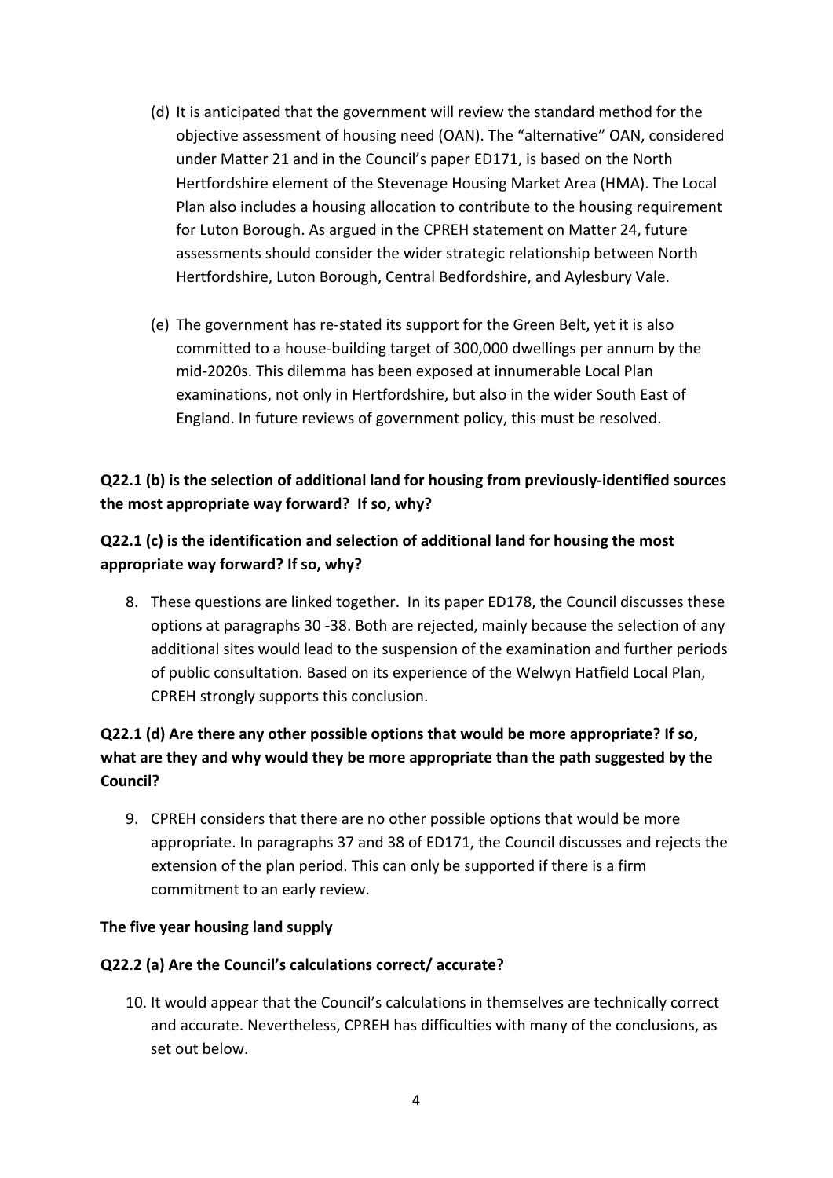(d) It is anticipated that the government will review the standard method for the objective assessment of housing need (OAN). The "alternative" OAN, considered under Matter 21 and in the Council's paper ED171, is based on the North Hertfordshire element of the Stevenage Housing Market Area (HMA). The Local Plan also includes a housing allocation to contribute to the housing requirement for Luton Borough. As argued in the CPREH statement on Matter 24, future assessments should consider the wider strategic relationship between North Hertfordshire, Luton Borough, Central Bedfordshire, and Aylesbury Vale.

(e) The government has re-stated its support for the Green Belt, yet it is also committed to a house-building target of 300,000 dwellings per annum by the mid-2020s. This dilemma has been exposed at innumerable Local Plan examinations, not only in Hertfordshire, but also in the wider South East of England. In future reviews of government policy, this must be resolved.

**Q22.1 (b) is the selection of additional land for housing from previously-identified sources the most appropriate way forward? If so, why?**

**Q22.1 (c) is the identification and selection of additional land for housing the most appropriate way forward? If so, why?**

8. These questions are linked together. In its paper ED178, the Council discusses these options at paragraphs 30 -38. Both are rejected, mainly because the selection of any additional sites would lead to the suspension of the examination and further periods of public consultation. Based on its experience of the Welwyn Hatfield Local Plan, CPREH strongly supports this conclusion.

**Q22.1 (d) Are there any other possible options that would be more appropriate? If so, what are they and why would they be more appropriate than the path suggested by the Council?**

9. CPREH considers that there are no other possible options that would be more appropriate. In paragraphs 37 and 38 of ED171, the Council discusses and rejects the extension of the plan period. This can only be supported if there is a firm commitment to an early review.

**The five year housing land supply**

**Q22.2 (a) Are the Council's calculations correct/ accurate?**

10. It would appear that the Council's calculations in themselves are technically correct and accurate. Nevertheless, CPREH has difficulties with many of the conclusions, as set out below.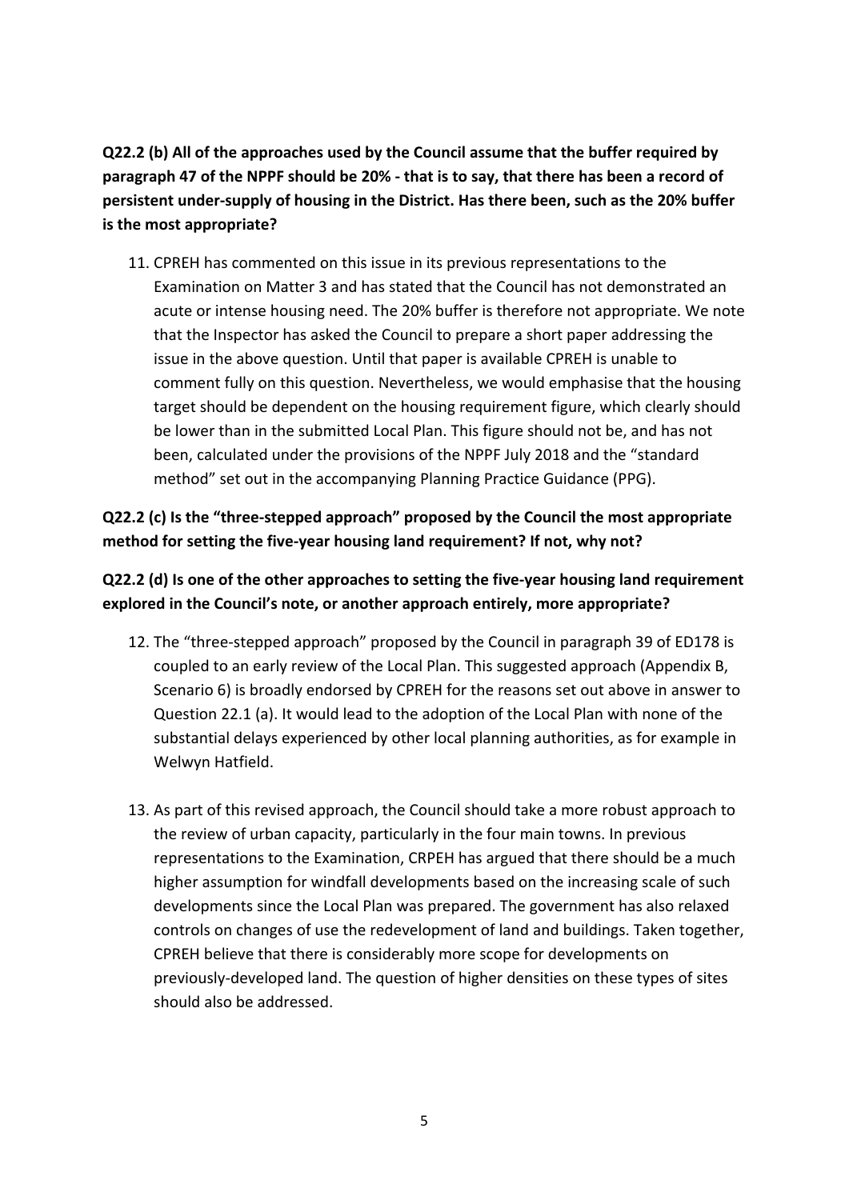**Q22.2 (b) All of the approaches used by the Council assume that the buffer required by paragraph 47 of the NPPF should be 20% - that is to say, that there has been a record of persistent under-supply of housing in the District. Has there been, such as the 20% buffer is the most appropriate?**

11. CPREH has commented on this issue in its previous representations to the Examination on Matter 3 and has stated that the Council has not demonstrated an acute or intense housing need. The 20% buffer is therefore not appropriate. We note that the Inspector has asked the Council to prepare a short paper addressing the issue in the above question. Until that paper is available CPREH is unable to comment fully on this question. Nevertheless, we would emphasise that the housing target should be dependent on the housing requirement figure, which clearly should be lower than in the submitted Local Plan. This figure should not be, and has not been, calculated under the provisions of the NPPF July 2018 and the "standard method" set out in the accompanying Planning Practice Guidance (PPG).

**Q22.2 (c) Is the "three-stepped approach" proposed by the Council the most appropriate method for setting the five-year housing land requirement? If not, why not?**

**Q22.2 (d) Is one of the other approaches to setting the five-year housing land requirement explored in the Council's note, or another approach entirely, more appropriate?**

12. The "three-stepped approach" proposed by the Council in paragraph 39 of ED178 is coupled to an early review of the Local Plan. This suggested approach (Appendix B, Scenario 6) is broadly endorsed by CPREH for the reasons set out above in answer to Question 22.1 (a). It would lead to the adoption of the Local Plan with none of the substantial delays experienced by other local planning authorities, as for example in Welwyn Hatfield.

13. As part of this revised approach, the Council should take a more robust approach to the review of urban capacity, particularly in the four main towns. In previous representations to the Examination, CRPEH has argued that there should be a much higher assumption for windfall developments based on the increasing scale of such developments since the Local Plan was prepared. The government has also relaxed controls on changes of use the redevelopment of land and buildings. Taken together, CPREH believe that there is considerably more scope for developments on previously-developed land. The question of higher densities on these types of sites should also be addressed.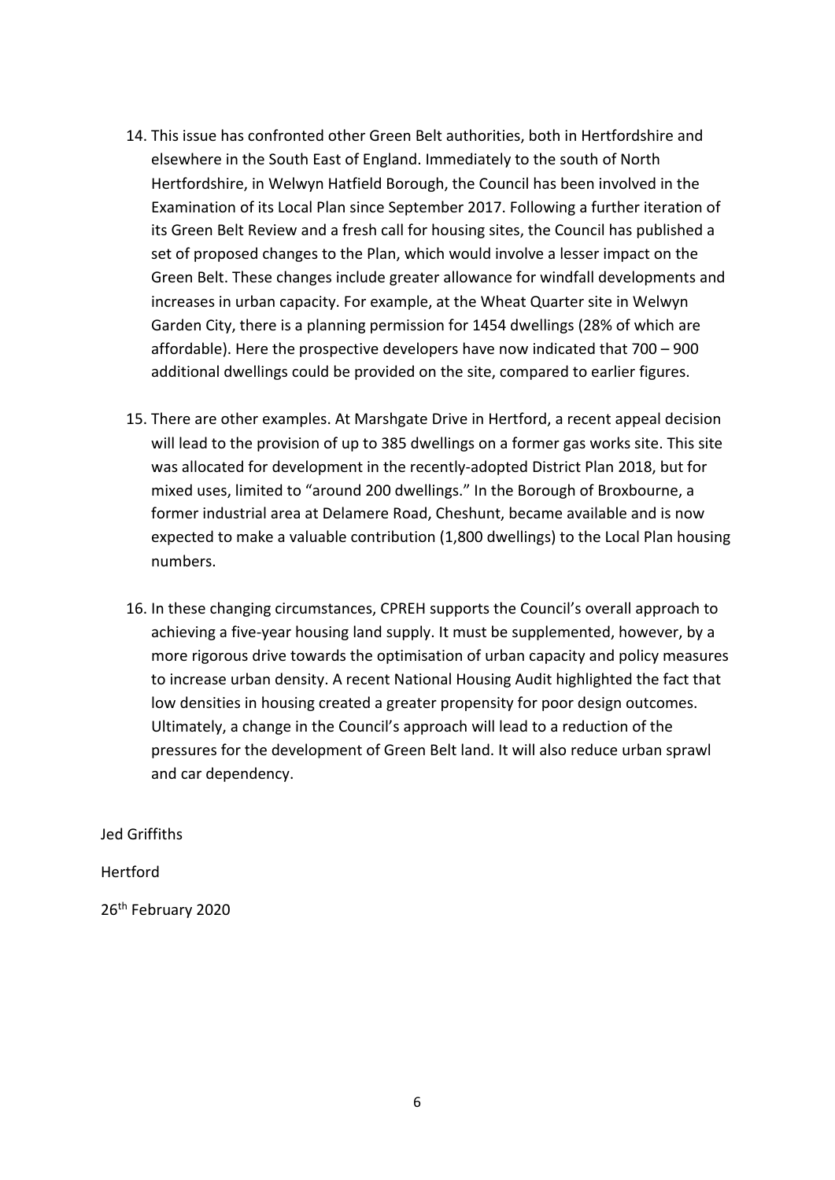14. This issue has confronted other Green Belt authorities, both in Hertfordshire and elsewhere in the South East of England. Immediately to the south of North Hertfordshire, in Welwyn Hatfield Borough, the Council has been involved in the Examination of its Local Plan since September 2017. Following a further iteration of its Green Belt Review and a fresh call for housing sites, the Council has published a set of proposed changes to the Plan, which would involve a lesser impact on the Green Belt. These changes include greater allowance for windfall developments and increases in urban capacity. For example, at the Wheat Quarter site in Welwyn Garden City, there is a planning permission for 1454 dwellings (28% of which are affordable). Here the prospective developers have now indicated that 700 – 900 additional dwellings could be provided on the site, compared to earlier figures.

15. There are other examples. At Marshgate Drive in Hertford, a recent appeal decision will lead to the provision of up to 385 dwellings on a former gas works site. This site was allocated for development in the recently-adopted District Plan 2018, but for mixed uses, limited to "around 200 dwellings." In the Borough of Broxbourne, a former industrial area at Delamere Road, Cheshunt, became available and is now expected to make a valuable contribution (1,800 dwellings) to the Local Plan housing numbers.

16. In these changing circumstances, CPREH supports the Council's overall approach to achieving a five-year housing land supply. It must be supplemented, however, by a more rigorous drive towards the optimisation of urban capacity and policy measures to increase urban density. A recent National Housing Audit highlighted the fact that low densities in housing created a greater propensity for poor design outcomes. Ultimately, a change in the Council's approach will lead to a reduction of the pressures for the development of Green Belt land. It will also reduce urban sprawl and car dependency.

Jed Griffiths

Hertford

26th February 2020